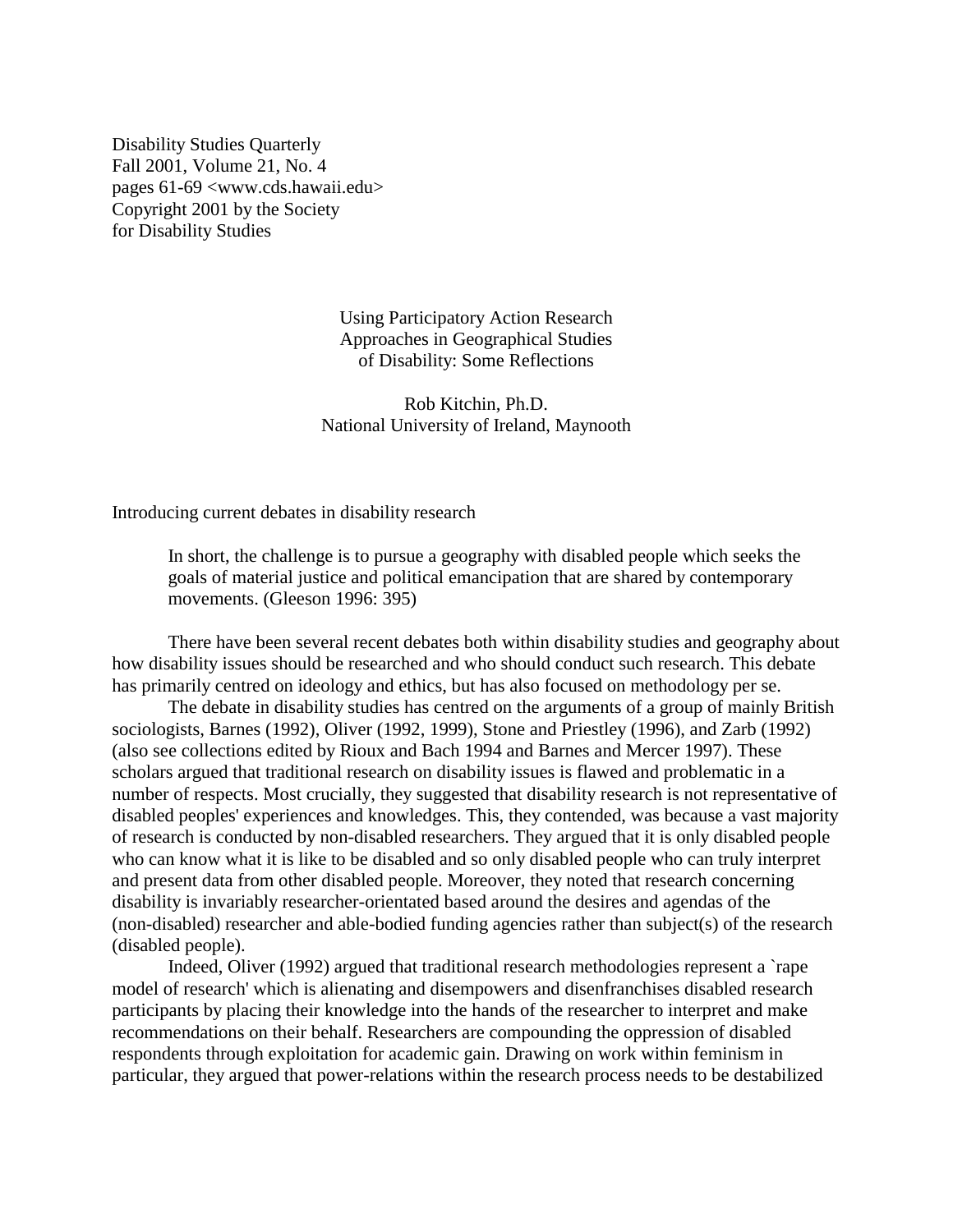Disability Studies Quarterly
Fall 2001, Volume 21, No. 4
pages 61-69 <www.cds.hawaii.edu>
Copyright 2001 by the Society
for Disability Studies

# Using Participatory Action Research Approaches in Geographical Studies of Disability: Some Reflections

Rob Kitchin, Ph.D.
National University of Ireland, Maynooth

## Introducing current debates in disability research

> In short, the challenge is to pursue a geography with disabled people which seeks the goals of material justice and political emancipation that are shared by contemporary movements. (Gleeson 1996: 395)

There have been several recent debates both within disability studies and geography about how disability issues should be researched and who should conduct such research. This debate has primarily centred on ideology and ethics, but has also focused on methodology per se.

The debate in disability studies has centred on the arguments of a group of mainly British sociologists, Barnes (1992), Oliver (1992, 1999), Stone and Priestley (1996), and Zarb (1992) (also see collections edited by Rioux and Bach 1994 and Barnes and Mercer 1997). These scholars argued that traditional research on disability issues is flawed and problematic in a number of respects. Most crucially, they suggested that disability research is not representative of disabled peoples' experiences and knowledges. This, they contended, was because a vast majority of research is conducted by non-disabled researchers. They argued that it is only disabled people who can know what it is like to be disabled and so only disabled people who can truly interpret and present data from other disabled people. Moreover, they noted that research concerning disability is invariably researcher-orientated based around the desires and agendas of the (non-disabled) researcher and able-bodied funding agencies rather than subject(s) of the research (disabled people).

Indeed, Oliver (1992) argued that traditional research methodologies represent a `rape model of research' which is alienating and disempowers and disenfranchises disabled research participants by placing their knowledge into the hands of the researcher to interpret and make recommendations on their behalf. Researchers are compounding the oppression of disabled respondents through exploitation for academic gain. Drawing on work within feminism in particular, they argued that power-relations within the research process needs to be destabilized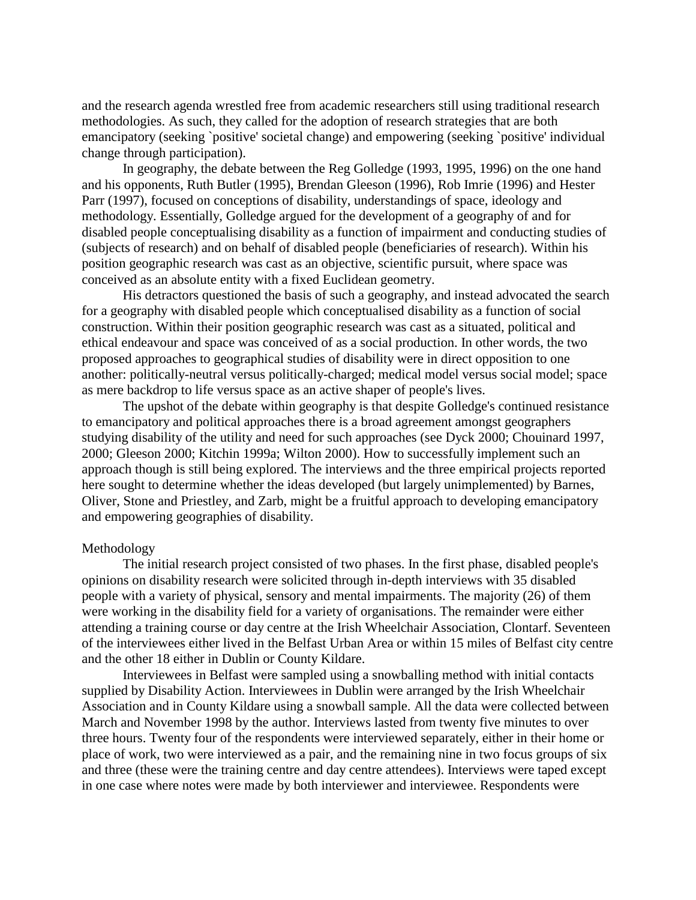and the research agenda wrestled free from academic researchers still using traditional research methodologies. As such, they called for the adoption of research strategies that are both emancipatory (seeking `positive' societal change) and empowering (seeking `positive' individual change through participation).

In geography, the debate between the Reg Golledge (1993, 1995, 1996) on the one hand and his opponents, Ruth Butler (1995), Brendan Gleeson (1996), Rob Imrie (1996) and Hester Parr (1997), focused on conceptions of disability, understandings of space, ideology and methodology. Essentially, Golledge argued for the development of a geography of and for disabled people conceptualising disability as a function of impairment and conducting studies of (subjects of research) and on behalf of disabled people (beneficiaries of research). Within his position geographic research was cast as an objective, scientific pursuit, where space was conceived as an absolute entity with a fixed Euclidean geometry.

His detractors questioned the basis of such a geography, and instead advocated the search for a geography with disabled people which conceptualised disability as a function of social construction. Within their position geographic research was cast as a situated, political and ethical endeavour and space was conceived of as a social production. In other words, the two proposed approaches to geographical studies of disability were in direct opposition to one another: politically-neutral versus politically-charged; medical model versus social model; space as mere backdrop to life versus space as an active shaper of people's lives.

The upshot of the debate within geography is that despite Golledge's continued resistance to emancipatory and political approaches there is a broad agreement amongst geographers studying disability of the utility and need for such approaches (see Dyck 2000; Chouinard 1997, 2000; Gleeson 2000; Kitchin 1999a; Wilton 2000). How to successfully implement such an approach though is still being explored. The interviews and the three empirical projects reported here sought to determine whether the ideas developed (but largely unimplemented) by Barnes, Oliver, Stone and Priestley, and Zarb, might be a fruitful approach to developing emancipatory and empowering geographies of disability.

## Methodology

The initial research project consisted of two phases. In the first phase, disabled people's opinions on disability research were solicited through in-depth interviews with 35 disabled people with a variety of physical, sensory and mental impairments. The majority (26) of them were working in the disability field for a variety of organisations. The remainder were either attending a training course or day centre at the Irish Wheelchair Association, Clontarf. Seventeen of the interviewees either lived in the Belfast Urban Area or within 15 miles of Belfast city centre and the other 18 either in Dublin or County Kildare.

Interviewees in Belfast were sampled using a snowballing method with initial contacts supplied by Disability Action. Interviewees in Dublin were arranged by the Irish Wheelchair Association and in County Kildare using a snowball sample. All the data were collected between March and November 1998 by the author. Interviews lasted from twenty five minutes to over three hours. Twenty four of the respondents were interviewed separately, either in their home or place of work, two were interviewed as a pair, and the remaining nine in two focus groups of six and three (these were the training centre and day centre attendees). Interviews were taped except in one case where notes were made by both interviewer and interviewee. Respondents were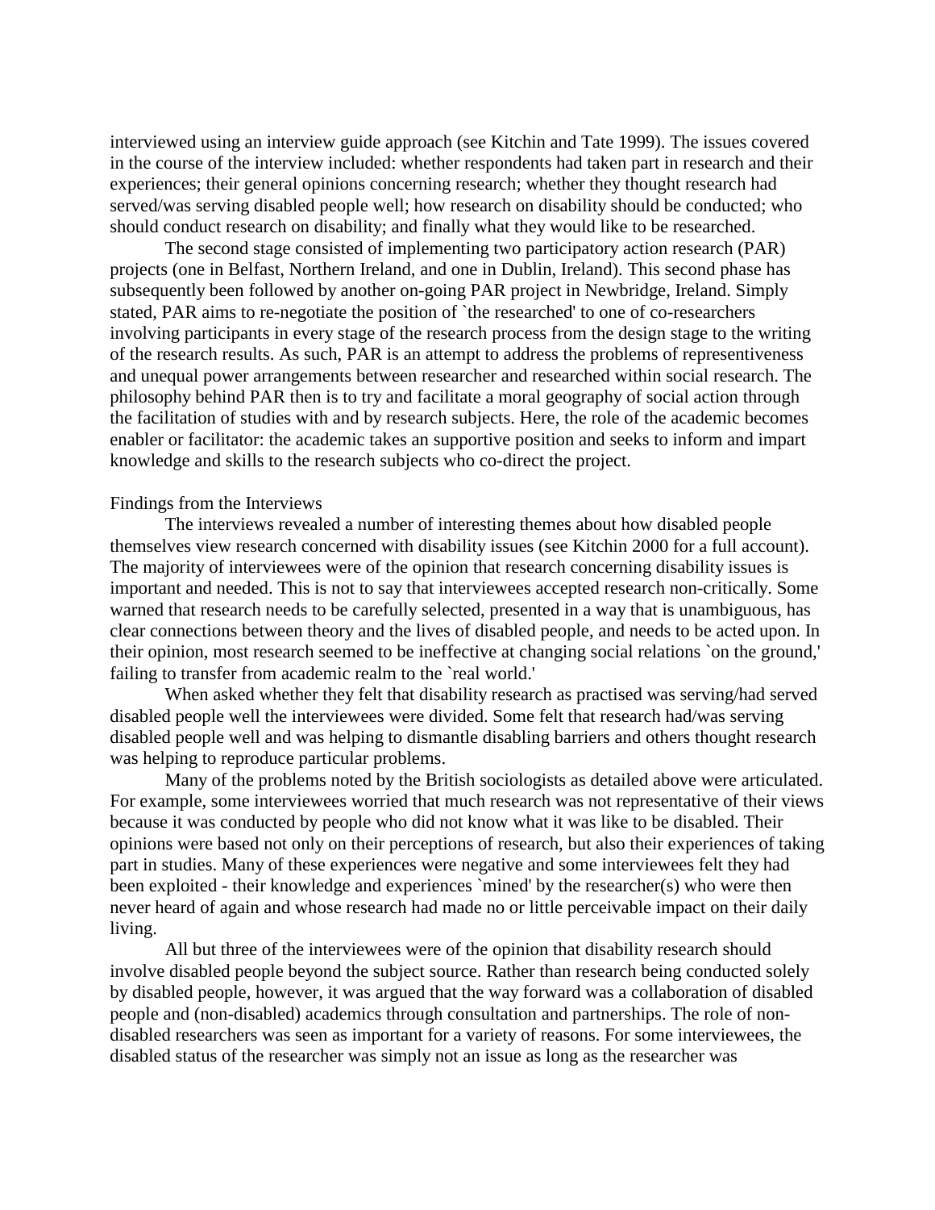interviewed using an interview guide approach (see Kitchin and Tate 1999). The issues covered in the course of the interview included: whether respondents had taken part in research and their experiences; their general opinions concerning research; whether they thought research had served/was serving disabled people well; how research on disability should be conducted; who should conduct research on disability; and finally what they would like to be researched.

The second stage consisted of implementing two participatory action research (PAR) projects (one in Belfast, Northern Ireland, and one in Dublin, Ireland). This second phase has subsequently been followed by another on-going PAR project in Newbridge, Ireland. Simply stated, PAR aims to re-negotiate the position of `the researched' to one of co-researchers involving participants in every stage of the research process from the design stage to the writing of the research results. As such, PAR is an attempt to address the problems of representiveness and unequal power arrangements between researcher and researched within social research. The philosophy behind PAR then is to try and facilitate a moral geography of social action through the facilitation of studies with and by research subjects. Here, the role of the academic becomes enabler or facilitator: the academic takes an supportive position and seeks to inform and impart knowledge and skills to the research subjects who co-direct the project.

## Findings from the Interviews

The interviews revealed a number of interesting themes about how disabled people themselves view research concerned with disability issues (see Kitchin 2000 for a full account). The majority of interviewees were of the opinion that research concerning disability issues is important and needed. This is not to say that interviewees accepted research non-critically. Some warned that research needs to be carefully selected, presented in a way that is unambiguous, has clear connections between theory and the lives of disabled people, and needs to be acted upon. In their opinion, most research seemed to be ineffective at changing social relations `on the ground,' failing to transfer from academic realm to the `real world.'

When asked whether they felt that disability research as practised was serving/had served disabled people well the interviewees were divided. Some felt that research had/was serving disabled people well and was helping to dismantle disabling barriers and others thought research was helping to reproduce particular problems.

Many of the problems noted by the British sociologists as detailed above were articulated. For example, some interviewees worried that much research was not representative of their views because it was conducted by people who did not know what it was like to be disabled. Their opinions were based not only on their perceptions of research, but also their experiences of taking part in studies. Many of these experiences were negative and some interviewees felt they had been exploited - their knowledge and experiences `mined' by the researcher(s) who were then never heard of again and whose research had made no or little perceivable impact on their daily living.

All but three of the interviewees were of the opinion that disability research should involve disabled people beyond the subject source. Rather than research being conducted solely by disabled people, however, it was argued that the way forward was a collaboration of disabled people and (non-disabled) academics through consultation and partnerships. The role of non-disabled researchers was seen as important for a variety of reasons. For some interviewees, the disabled status of the researcher was simply not an issue as long as the researcher was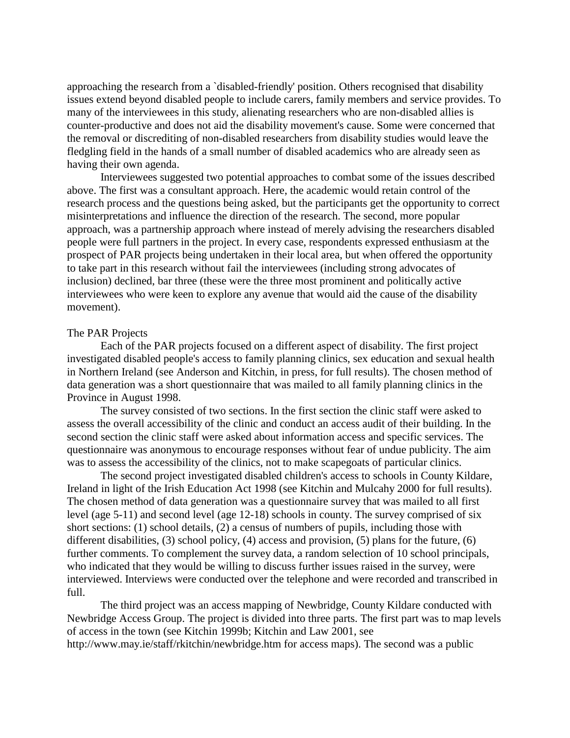approaching the research from a `disabled-friendly' position. Others recognised that disability issues extend beyond disabled people to include carers, family members and service provides. To many of the interviewees in this study, alienating researchers who are non-disabled allies is counter-productive and does not aid the disability movement's cause. Some were concerned that the removal or discrediting of non-disabled researchers from disability studies would leave the fledgling field in the hands of a small number of disabled academics who are already seen as having their own agenda.

Interviewees suggested two potential approaches to combat some of the issues described above. The first was a consultant approach. Here, the academic would retain control of the research process and the questions being asked, but the participants get the opportunity to correct misinterpretations and influence the direction of the research. The second, more popular approach, was a partnership approach where instead of merely advising the researchers disabled people were full partners in the project. In every case, respondents expressed enthusiasm at the prospect of PAR projects being undertaken in their local area, but when offered the opportunity to take part in this research without fail the interviewees (including strong advocates of inclusion) declined, bar three (these were the three most prominent and politically active interviewees who were keen to explore any avenue that would aid the cause of the disability movement).

## The PAR Projects

Each of the PAR projects focused on a different aspect of disability. The first project investigated disabled people's access to family planning clinics, sex education and sexual health in Northern Ireland (see Anderson and Kitchin, in press, for full results). The chosen method of data generation was a short questionnaire that was mailed to all family planning clinics in the Province in August 1998.

The survey consisted of two sections. In the first section the clinic staff were asked to assess the overall accessibility of the clinic and conduct an access audit of their building. In the second section the clinic staff were asked about information access and specific services. The questionnaire was anonymous to encourage responses without fear of undue publicity. The aim was to assess the accessibility of the clinics, not to make scapegoats of particular clinics.

The second project investigated disabled children's access to schools in County Kildare, Ireland in light of the Irish Education Act 1998 (see Kitchin and Mulcahy 2000 for full results). The chosen method of data generation was a questionnaire survey that was mailed to all first level (age 5-11) and second level (age 12-18) schools in county. The survey comprised of six short sections: (1) school details, (2) a census of numbers of pupils, including those with different disabilities, (3) school policy, (4) access and provision, (5) plans for the future, (6) further comments. To complement the survey data, a random selection of 10 school principals, who indicated that they would be willing to discuss further issues raised in the survey, were interviewed. Interviews were conducted over the telephone and were recorded and transcribed in full.

The third project was an access mapping of Newbridge, County Kildare conducted with Newbridge Access Group. The project is divided into three parts. The first part was to map levels of access in the town (see Kitchin 1999b; Kitchin and Law 2001, see http://www.may.ie/staff/rkitchin/newbridge.htm for access maps). The second was a public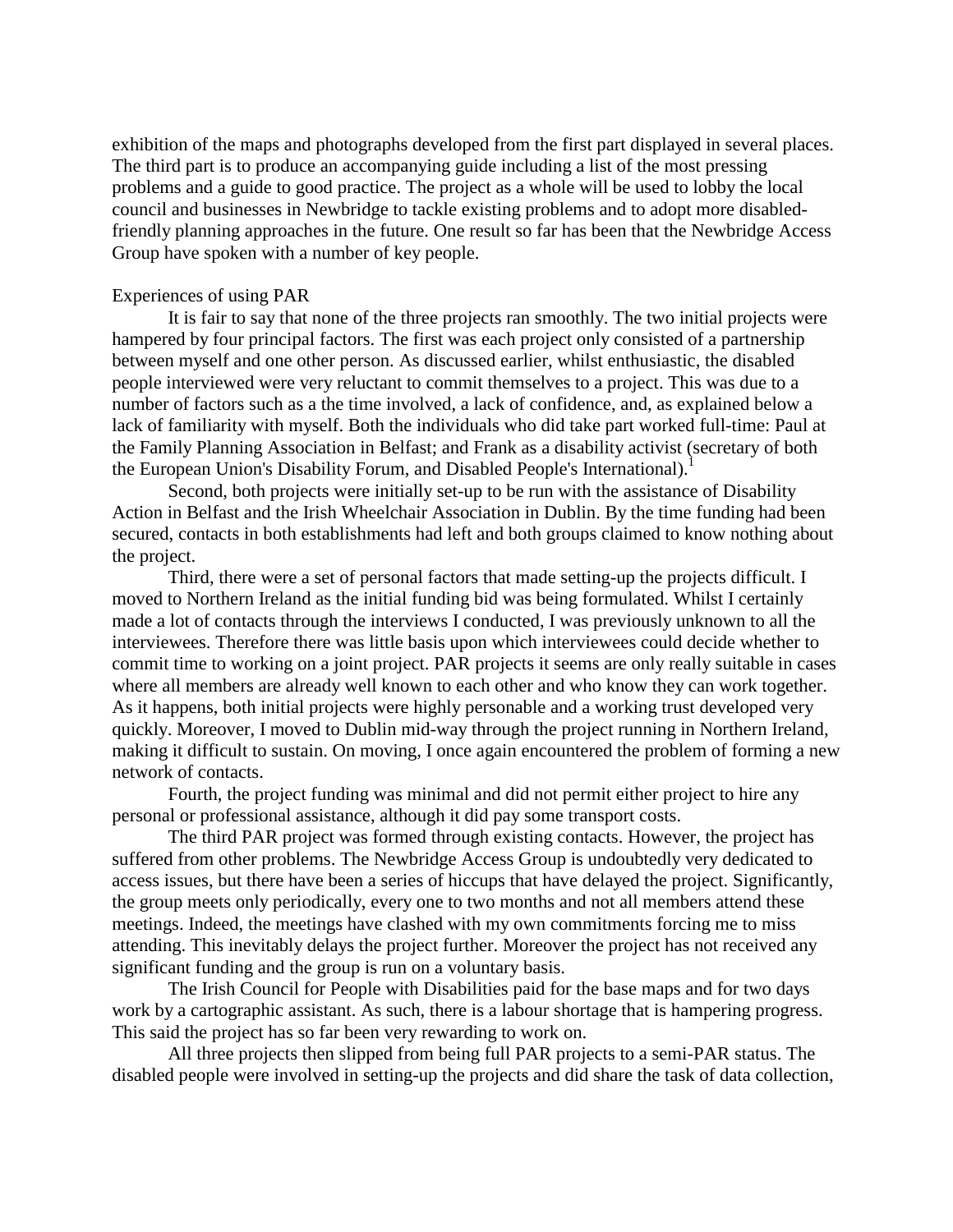exhibition of the maps and photographs developed from the first part displayed in several places. The third part is to produce an accompanying guide including a list of the most pressing problems and a guide to good practice. The project as a whole will be used to lobby the local council and businesses in Newbridge to tackle existing problems and to adopt more disabled-friendly planning approaches in the future. One result so far has been that the Newbridge Access Group have spoken with a number of key people.

## Experiences of using PAR

It is fair to say that none of the three projects ran smoothly. The two initial projects were hampered by four principal factors. The first was each project only consisted of a partnership between myself and one other person. As discussed earlier, whilst enthusiastic, the disabled people interviewed were very reluctant to commit themselves to a project. This was due to a number of factors such as a the time involved, a lack of confidence, and, as explained below a lack of familiarity with myself. Both the individuals who did take part worked full-time: Paul at the Family Planning Association in Belfast; and Frank as a disability activist (secretary of both the European Union's Disability Forum, and Disabled People's International).[1]

Second, both projects were initially set-up to be run with the assistance of Disability Action in Belfast and the Irish Wheelchair Association in Dublin. By the time funding had been secured, contacts in both establishments had left and both groups claimed to know nothing about the project.

Third, there were a set of personal factors that made setting-up the projects difficult. I moved to Northern Ireland as the initial funding bid was being formulated. Whilst I certainly made a lot of contacts through the interviews I conducted, I was previously unknown to all the interviewees. Therefore there was little basis upon which interviewees could decide whether to commit time to working on a joint project. PAR projects it seems are only really suitable in cases where all members are already well known to each other and who know they can work together. As it happens, both initial projects were highly personable and a working trust developed very quickly. Moreover, I moved to Dublin mid-way through the project running in Northern Ireland, making it difficult to sustain. On moving, I once again encountered the problem of forming a new network of contacts.

Fourth, the project funding was minimal and did not permit either project to hire any personal or professional assistance, although it did pay some transport costs.

The third PAR project was formed through existing contacts. However, the project has suffered from other problems. The Newbridge Access Group is undoubtedly very dedicated to access issues, but there have been a series of hiccups that have delayed the project. Significantly, the group meets only periodically, every one to two months and not all members attend these meetings. Indeed, the meetings have clashed with my own commitments forcing me to miss attending. This inevitably delays the project further. Moreover the project has not received any significant funding and the group is run on a voluntary basis.

The Irish Council for People with Disabilities paid for the base maps and for two days work by a cartographic assistant. As such, there is a labour shortage that is hampering progress. This said the project has so far been very rewarding to work on.

All three projects then slipped from being full PAR projects to a semi-PAR status. The disabled people were involved in setting-up the projects and did share the task of data collection,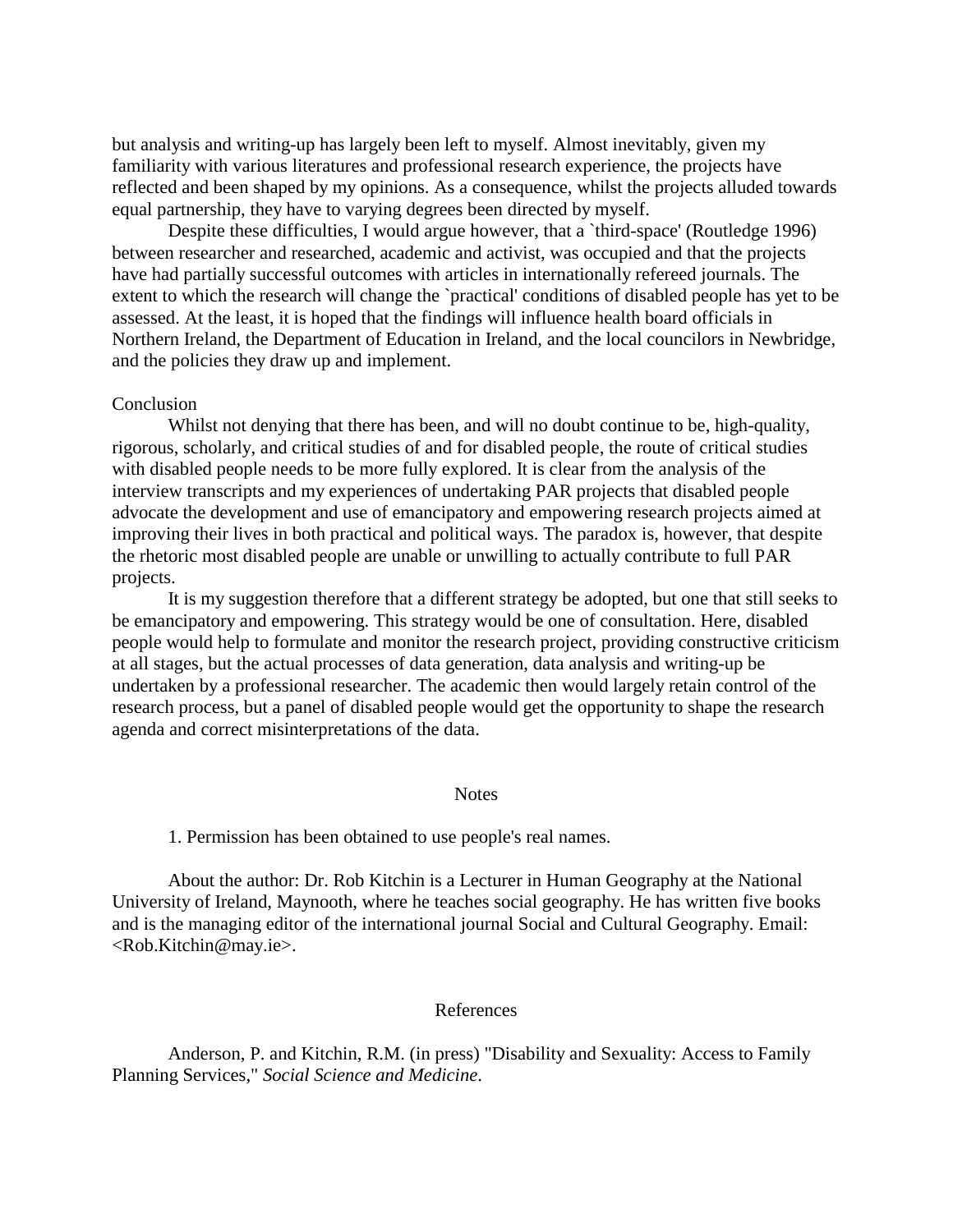but analysis and writing-up has largely been left to myself. Almost inevitably, given my familiarity with various literatures and professional research experience, the projects have reflected and been shaped by my opinions. As a consequence, whilst the projects alluded towards equal partnership, they have to varying degrees been directed by myself.

Despite these difficulties, I would argue however, that a `third-space' (Routledge 1996) between researcher and researched, academic and activist, was occupied and that the projects have had partially successful outcomes with articles in internationally refereed journals. The extent to which the research will change the `practical' conditions of disabled people has yet to be assessed. At the least, it is hoped that the findings will influence health board officials in Northern Ireland, the Department of Education in Ireland, and the local councilors in Newbridge, and the policies they draw up and implement.

## Conclusion

Whilst not denying that there has been, and will no doubt continue to be, high-quality, rigorous, scholarly, and critical studies of and for disabled people, the route of critical studies with disabled people needs to be more fully explored. It is clear from the analysis of the interview transcripts and my experiences of undertaking PAR projects that disabled people advocate the development and use of emancipatory and empowering research projects aimed at improving their lives in both practical and political ways. The paradox is, however, that despite the rhetoric most disabled people are unable or unwilling to actually contribute to full PAR projects.

It is my suggestion therefore that a different strategy be adopted, but one that still seeks to be emancipatory and empowering. This strategy would be one of consultation. Here, disabled people would help to formulate and monitor the research project, providing constructive criticism at all stages, but the actual processes of data generation, data analysis and writing-up be undertaken by a professional researcher. The academic then would largely retain control of the research process, but a panel of disabled people would get the opportunity to shape the research agenda and correct misinterpretations of the data.

## Notes

1. Permission has been obtained to use people's real names.

About the author: Dr. Rob Kitchin is a Lecturer in Human Geography at the National University of Ireland, Maynooth, where he teaches social geography. He has written five books and is the managing editor of the international journal Social and Cultural Geography. Email: <Rob.Kitchin@may.ie>.

## References

Anderson, P. and Kitchin, R.M. (in press) "Disability and Sexuality: Access to Family Planning Services," *Social Science and Medicine*.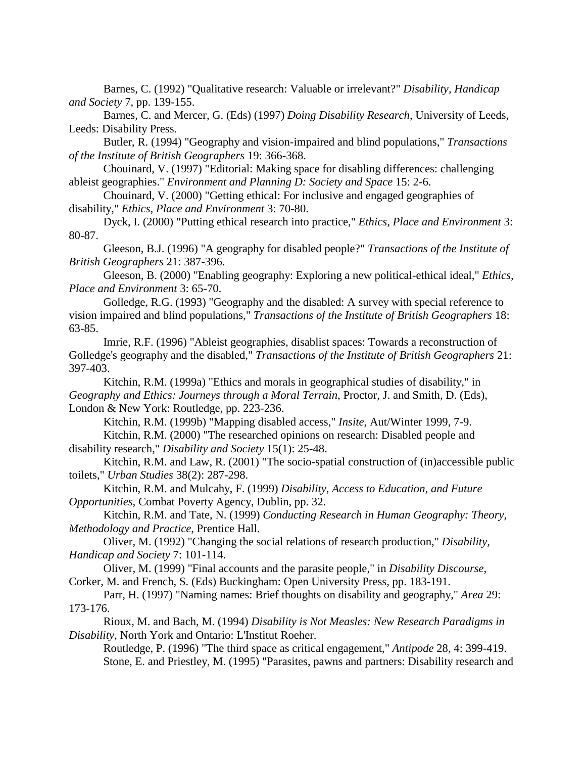Barnes, C. (1992) "Qualitative research: Valuable or irrelevant?" *Disability, Handicap and Society* 7, pp. 139-155.

Barnes, C. and Mercer, G. (Eds) (1997) *Doing Disability Research*, University of Leeds, Leeds: Disability Press.

Butler, R. (1994) "Geography and vision-impaired and blind populations," *Transactions of the Institute of British Geographers* 19: 366-368.

Chouinard, V. (1997) "Editorial: Making space for disabling differences: challenging ableist geographies." *Environment and Planning D: Society and Space* 15: 2-6.

Chouinard, V. (2000) "Getting ethical: For inclusive and engaged geographies of disability," *Ethics, Place and Environment* 3: 70-80.

Dyck, I. (2000) "Putting ethical research into practice," *Ethics, Place and Environment* 3: 80-87.

Gleeson, B.J. (1996) "A geography for disabled people?" *Transactions of the Institute of British Geographers* 21: 387-396.

Gleeson, B. (2000) "Enabling geography: Exploring a new political-ethical ideal," *Ethics, Place and Environment* 3: 65-70.

Golledge, R.G. (1993) "Geography and the disabled: A survey with special reference to vision impaired and blind populations," *Transactions of the Institute of British Geographers* 18: 63-85.

Imrie, R.F. (1996) "Ableist geographies, disablist spaces: Towards a reconstruction of Golledge's geography and the disabled," *Transactions of the Institute of British Geographers* 21: 397-403.

Kitchin, R.M. (1999a) "Ethics and morals in geographical studies of disability," in *Geography and Ethics: Journeys through a Moral Terrain*, Proctor, J. and Smith, D. (Eds), London & New York: Routledge, pp. 223-236.

Kitchin, R.M. (1999b) "Mapping disabled access," *Insite*, Aut/Winter 1999, 7-9.

Kitchin, R.M. (2000) "The researched opinions on research: Disabled people and disability research," *Disability and Society* 15(1): 25-48.

Kitchin, R.M. and Law, R. (2001) "The socio-spatial construction of (in)accessible public toilets," *Urban Studies* 38(2): 287-298.

Kitchin, R.M. and Mulcahy, F. (1999) *Disability, Access to Education, and Future Opportunities*, Combat Poverty Agency, Dublin, pp. 32.

Kitchin, R.M. and Tate, N. (1999) *Conducting Research in Human Geography: Theory, Methodology and Practice*, Prentice Hall.

Oliver, M. (1992) "Changing the social relations of research production," *Disability, Handicap and Society* 7: 101-114.

Oliver, M. (1999) "Final accounts and the parasite people," in *Disability Discourse*, Corker, M. and French, S. (Eds) Buckingham: Open University Press, pp. 183-191.

Parr, H. (1997) "Naming names: Brief thoughts on disability and geography," *Area* 29: 173-176.

Rioux, M. and Bach, M. (1994) *Disability is Not Measles: New Research Paradigms in Disability*, North York and Ontario: L'Institut Roeher.

Routledge, P. (1996) "The third space as critical engagement," *Antipode* 28, 4: 399-419.

Stone, E. and Priestley, M. (1995) "Parasites, pawns and partners: Disability research and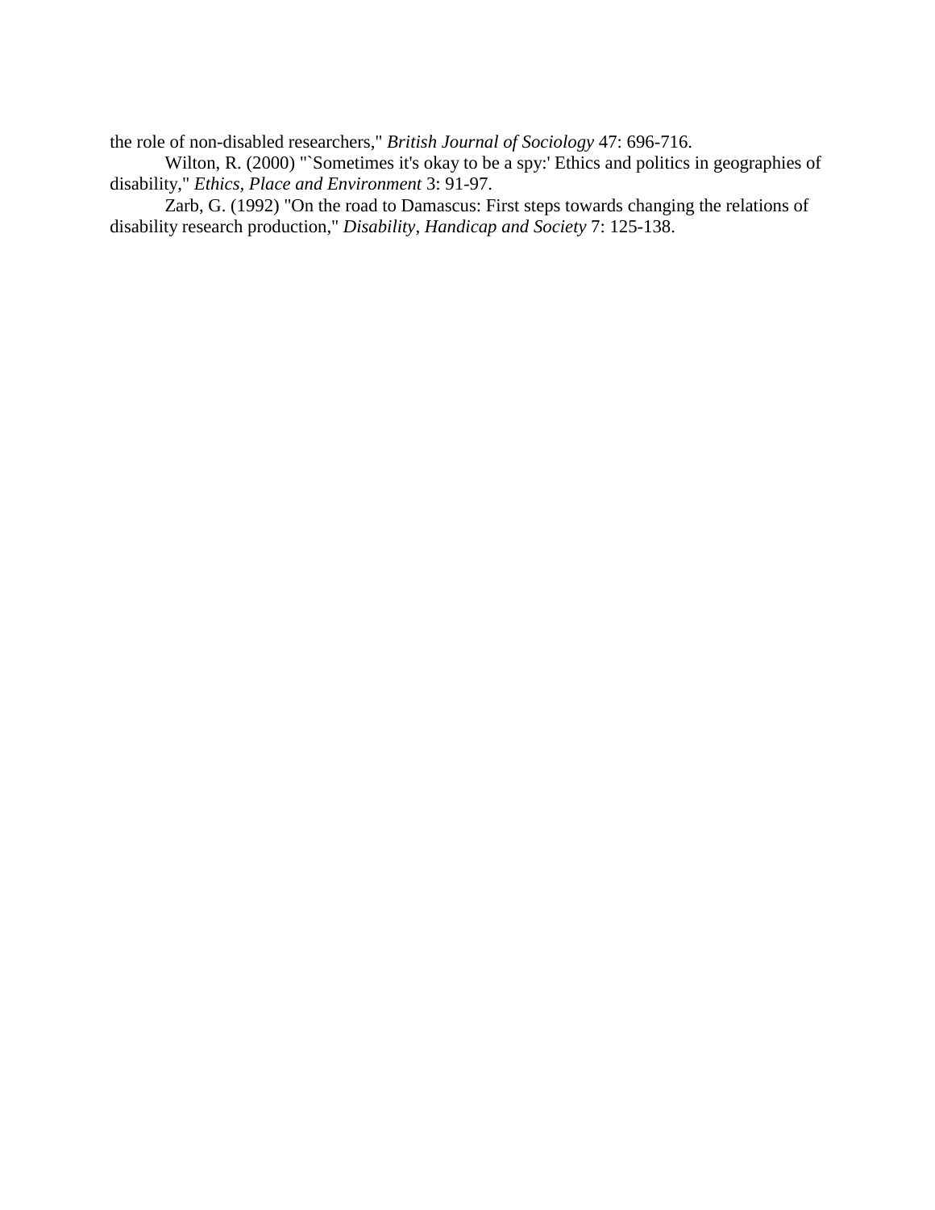the role of non-disabled researchers," *British Journal of Sociology* 47: 696-716.

Wilton, R. (2000) "`Sometimes it's okay to be a spy:' Ethics and politics in geographies of disability," *Ethics, Place and Environment* 3: 91-97.

Zarb, G. (1992) "On the road to Damascus: First steps towards changing the relations of disability research production," *Disability, Handicap and Society* 7: 125-138.